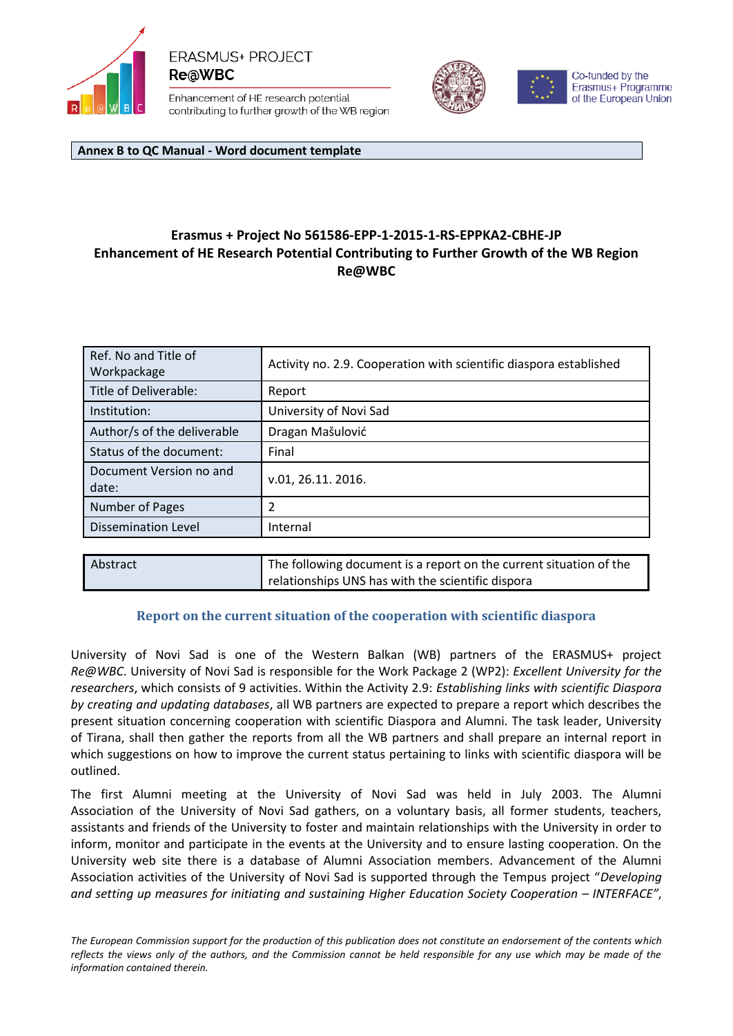ERASMUS+ PROJECT
**Re@WBC**
Enhancement of HE research potential contributing to further growth of the WB region

Co-funded by the Erasmus+ Programme of the European Union

**Annex B to QC Manual - Word document template**

**Erasmus + Project No 561586-EPP-1-2015-1-RS-EPPKA2-CBHE-JP**
**Enhancement of HE Research Potential Contributing to Further Growth of the WB Region**
**Re@WBC**

| Ref. No and Title of Workpackage | Activity no. 2.9. Cooperation with scientific diaspora established |
|---|---|
| Title of Deliverable: | Report |
| Institution: | University of Novi Sad |
| Author/s of the deliverable | Dragan Mašulović |
| Status of the document: | Final |
| Document Version no and date: | v.01, 26.11. 2016. |
| Number of Pages | 2 |
| Dissemination Level | Internal |

| Abstract | The following document is a report on the current situation of the relationships UNS has with the scientific dispora |
|---|---|

## Report on the current situation of the cooperation with scientific diaspora

University of Novi Sad is one of the Western Balkan (WB) partners of the ERASMUS+ project *Re@WBC*. University of Novi Sad is responsible for the Work Package 2 (WP2): *Excellent University for the researchers*, which consists of 9 activities. Within the Activity 2.9: *Establishing links with scientific Diaspora by creating and updating databases*, all WB partners are expected to prepare a report which describes the present situation concerning cooperation with scientific Diaspora and Alumni. The task leader, University of Tirana, shall then gather the reports from all the WB partners and shall prepare an internal report in which suggestions on how to improve the current status pertaining to links with scientific diaspora will be outlined.

The first Alumni meeting at the University of Novi Sad was held in July 2003. The Alumni Association of the University of Novi Sad gathers, on a voluntary basis, all former students, teachers, assistants and friends of the University to foster and maintain relationships with the University in order to inform, monitor and participate in the events at the University and to ensure lasting cooperation. On the University web site there is a database of Alumni Association members. Advancement of the Alumni Association activities of the University of Novi Sad is supported through the Tempus project "*Developing and setting up measures for initiating and sustaining Higher Education Society Cooperation – INTERFACE",*

*The European Commission support for the production of this publication does not constitute an endorsement of the contents which reflects the views only of the authors, and the Commission cannot be held responsible for any use which may be made of the information contained therein.*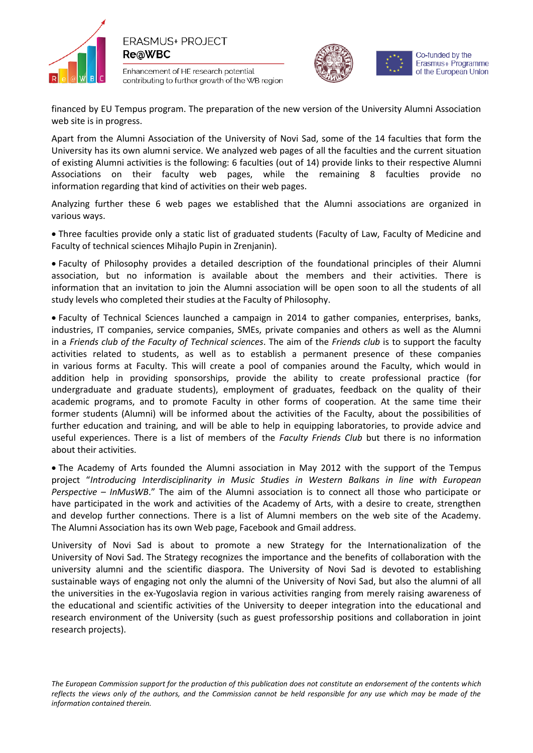financed by EU Tempus program. The preparation of the new version of the University Alumni Association web site is in progress.

Apart from the Alumni Association of the University of Novi Sad, some of the 14 faculties that form the University has its own alumni service. We analyzed web pages of all the faculties and the current situation of existing Alumni activities is the following: 6 faculties (out of 14) provide links to their respective Alumni Associations on their faculty web pages, while the remaining 8 faculties provide no information regarding that kind of activities on their web pages.

Analyzing further these 6 web pages we established that the Alumni associations are organized in various ways.

- Three faculties provide only a static list of graduated students (Faculty of Law, Faculty of Medicine and Faculty of technical sciences Mihajlo Pupin in Zrenjanin).

- Faculty of Philosophy provides a detailed description of the foundational principles of their Alumni association, but no information is available about the members and their activities. There is information that an invitation to join the Alumni association will be open soon to all the students of all study levels who completed their studies at the Faculty of Philosophy.

- Faculty of Technical Sciences launched a campaign in 2014 to gather companies, enterprises, banks, industries, IT companies, service companies, SMEs, private companies and others as well as the Alumni in a *Friends club of the Faculty of Technical sciences*. The aim of the *Friends club* is to support the faculty activities related to students, as well as to establish a permanent presence of these companies in various forms at Faculty. This will create a pool of companies around the Faculty, which would in addition help in providing sponsorships, provide the ability to create professional practice (for undergraduate and graduate students), employment of graduates, feedback on the quality of their academic programs, and to promote Faculty in other forms of cooperation. At the same time their former students (Alumni) will be informed about the activities of the Faculty, about the possibilities of further education and training, and will be able to help in equipping laboratories, to provide advice and useful experiences. There is a list of members of the *Faculty Friends Club* but there is no information about their activities.

- The Academy of Arts founded the Alumni association in May 2012 with the support of the Tempus project "*Introducing Interdisciplinarity in Music Studies in Western Balkans in line with European Perspective – InMusWB*." The aim of the Alumni association is to connect all those who participate or have participated in the work and activities of the Academy of Arts, with a desire to create, strengthen and develop further connections. There is a list of Alumni members on the web site of the Academy. The Alumni Association has its own Web page, Facebook and Gmail address.

University of Novi Sad is about to promote a new Strategy for the Internationalization of the University of Novi Sad. The Strategy recognizes the importance and the benefits of collaboration with the university alumni and the scientific diaspora. The University of Novi Sad is devoted to establishing sustainable ways of engaging not only the alumni of the University of Novi Sad, but also the alumni of all the universities in the ex-Yugoslavia region in various activities ranging from merely raising awareness of the educational and scientific activities of the University to deeper integration into the educational and research environment of the University (such as guest professorship positions and collaboration in joint research projects).